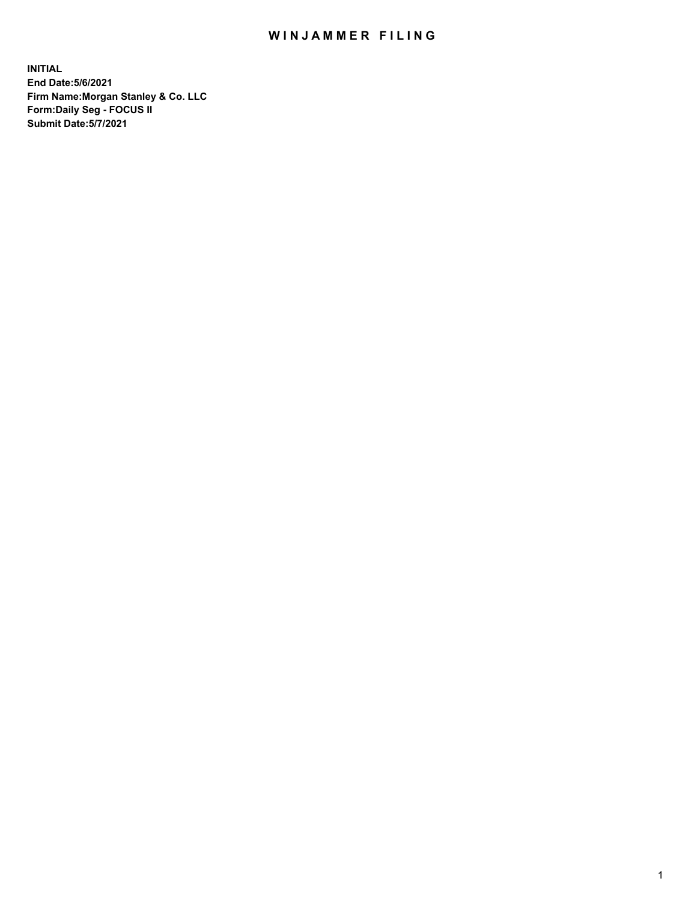# WINJAMMER FILING

**INITIAL**
**End Date:5/6/2021**
**Firm Name:Morgan Stanley & Co. LLC**
**Form:Daily Seg - FOCUS II**
**Submit Date:5/7/2021**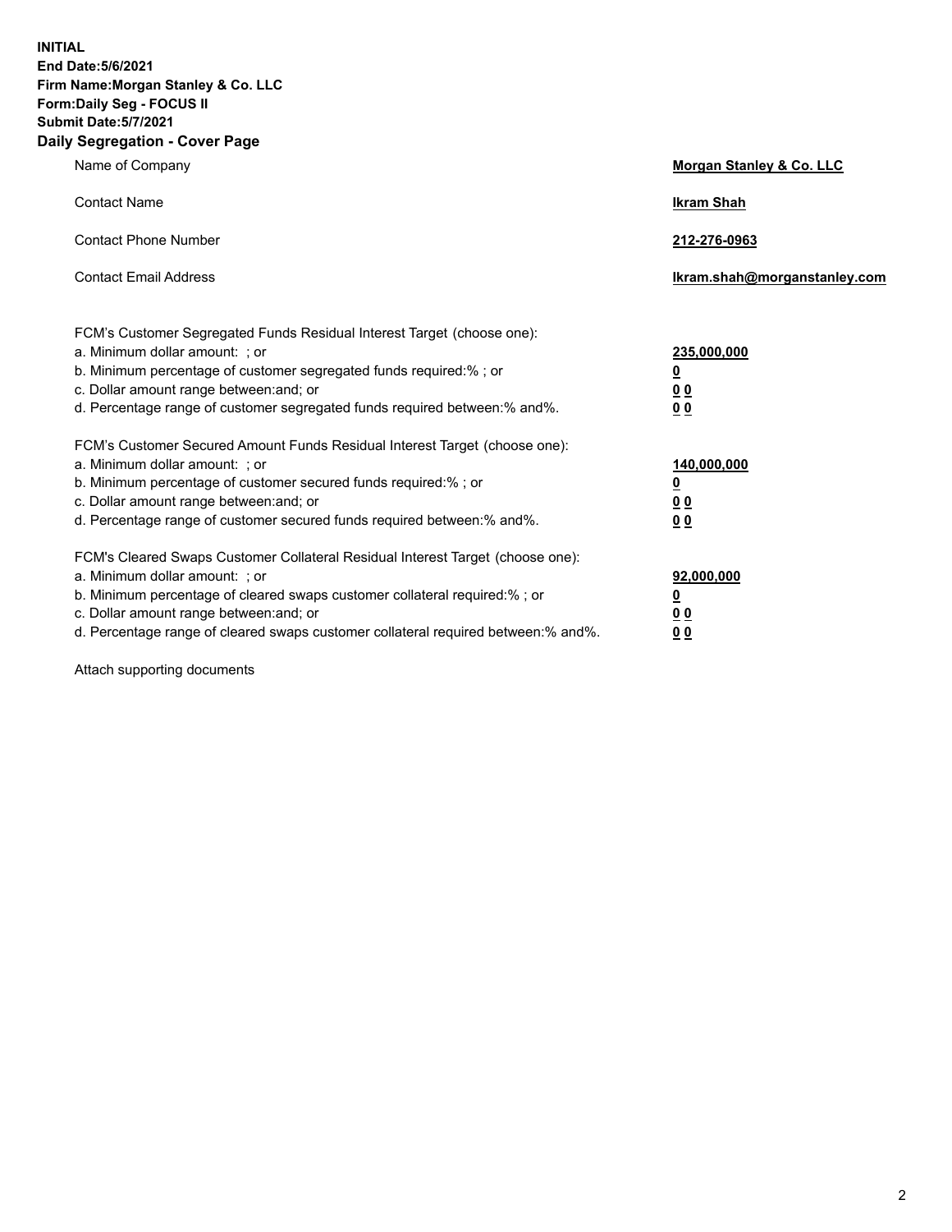**INITIAL**
**End Date:5/6/2021**
**Firm Name:Morgan Stanley & Co. LLC**
**Form:Daily Seg - FOCUS II**
**Submit Date:5/7/2021**

## Daily Segregation - Cover Page

| | |
|---|---|
| Name of Company | **Morgan Stanley & Co. LLC** |
| Contact Name | **Ikram Shah** |
| Contact Phone Number | **212-276-0963** |
| Contact Email Address | **Ikram.shah@morganstanley.com** |

FCM's Customer Segregated Funds Residual Interest Target (choose one):

| | |
|---|---|
| a. Minimum dollar amount: ; or | **235,000,000** |
| b. Minimum percentage of customer segregated funds required:% ; or | **0** |
| c. Dollar amount range between:and; or | **0 0** |
| d. Percentage range of customer segregated funds required between:% and%. | **0 0** |

FCM's Customer Secured Amount Funds Residual Interest Target (choose one):

| | |
|---|---|
| a. Minimum dollar amount: ; or | **140,000,000** |
| b. Minimum percentage of customer secured funds required:% ; or | **0** |
| c. Dollar amount range between:and; or | **0 0** |
| d. Percentage range of customer secured funds required between:% and%. | **0 0** |

FCM's Cleared Swaps Customer Collateral Residual Interest Target (choose one):

| | |
|---|---|
| a. Minimum dollar amount: ; or | **92,000,000** |
| b. Minimum percentage of cleared swaps customer collateral required:% ; or | **0** |
| c. Dollar amount range between:and; or | **0 0** |
| d. Percentage range of cleared swaps customer collateral required between:% and%. | **0 0** |

Attach supporting documents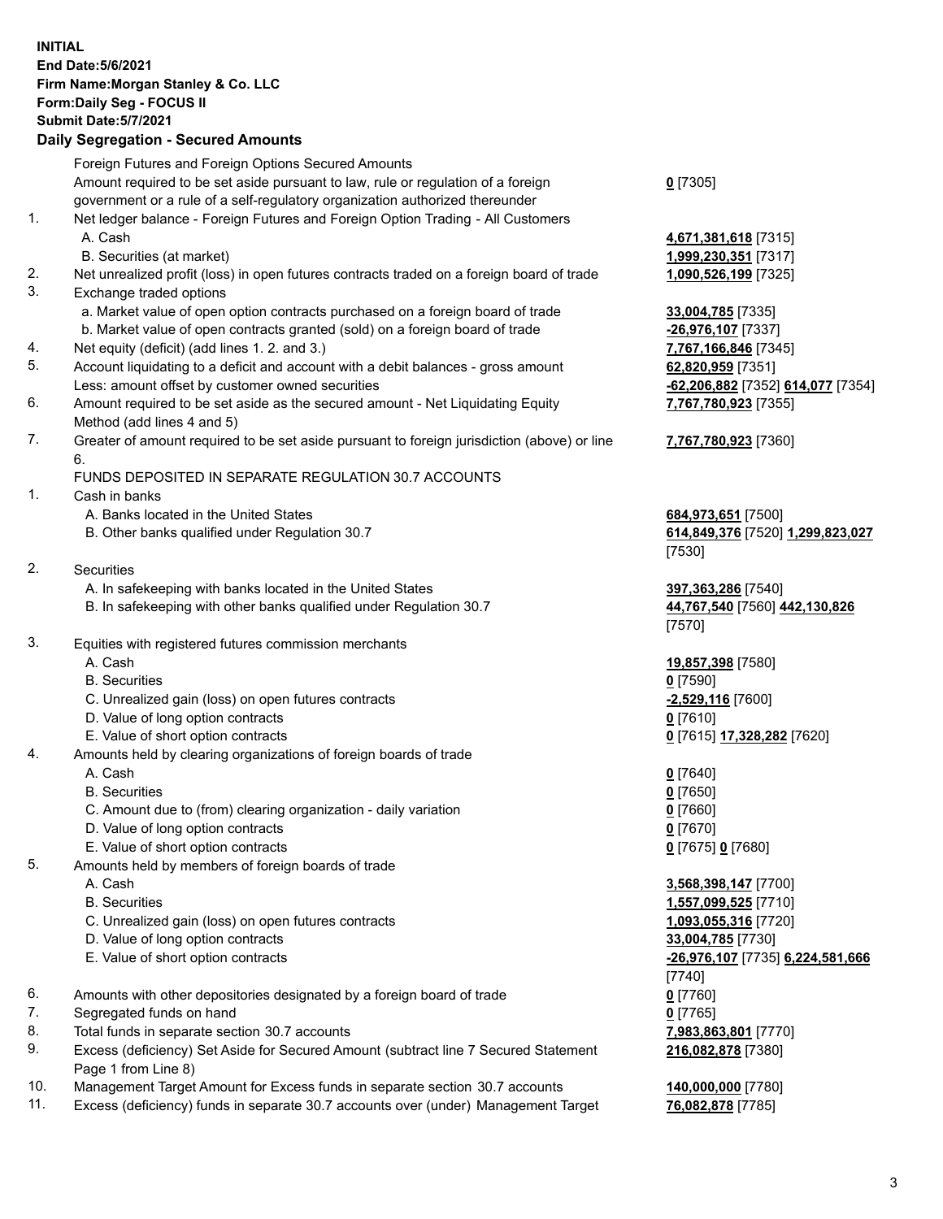**INITIAL**
**End Date:5/6/2021**
**Firm Name:Morgan Stanley & Co. LLC**
**Form:Daily Seg - FOCUS II**
**Submit Date:5/7/2021**

## Daily Segregation - Secured Amounts

| | | |
|---|---|---|
| | Foreign Futures and Foreign Options Secured Amounts | |
| | Amount required to be set aside pursuant to law, rule or regulation of a foreign government or a rule of a self-regulatory organization authorized thereunder | **0** [7305] |
| 1. | Net ledger balance - Foreign Futures and Foreign Option Trading - All Customers | |
| | A. Cash | **4,671,381,618** [7315] |
| | B. Securities (at market) | **1,999,230,351** [7317] |
| 2. | Net unrealized profit (loss) in open futures contracts traded on a foreign board of trade | **1,090,526,199** [7325] |
| 3. | Exchange traded options | |
| | a. Market value of open option contracts purchased on a foreign board of trade | **33,004,785** [7335] |
| | b. Market value of open contracts granted (sold) on a foreign board of trade | **-26,976,107** [7337] |
| 4. | Net equity (deficit) (add lines 1. 2. and 3.) | **7,767,166,846** [7345] |
| 5. | Account liquidating to a deficit and account with a debit balances - gross amount | **62,820,959** [7351] |
| | Less: amount offset by customer owned securities | **-62,206,882** [7352] **614,077** [7354] |
| 6. | Amount required to be set aside as the secured amount - Net Liquidating Equity Method (add lines 4 and 5) | **7,767,780,923** [7355] |
| 7. | Greater of amount required to be set aside pursuant to foreign jurisdiction (above) or line 6. | **7,767,780,923** [7360] |
| | FUNDS DEPOSITED IN SEPARATE REGULATION 30.7 ACCOUNTS | |
| 1. | Cash in banks | |
| | A. Banks located in the United States | **684,973,651** [7500] |
| | B. Other banks qualified under Regulation 30.7 | **614,849,376** [7520] **1,299,823,027** [7530] |
| 2. | Securities | |
| | A. In safekeeping with banks located in the United States | **397,363,286** [7540] |
| | B. In safekeeping with other banks qualified under Regulation 30.7 | **44,767,540** [7560] **442,130,826** [7570] |
| 3. | Equities with registered futures commission merchants | |
| | A. Cash | **19,857,398** [7580] |
| | B. Securities | **0** [7590] |
| | C. Unrealized gain (loss) on open futures contracts | **-2,529,116** [7600] |
| | D. Value of long option contracts | **0** [7610] |
| | E. Value of short option contracts | **0** [7615] **17,328,282** [7620] |
| 4. | Amounts held by clearing organizations of foreign boards of trade | |
| | A. Cash | **0** [7640] |
| | B. Securities | **0** [7650] |
| | C. Amount due to (from) clearing organization - daily variation | **0** [7660] |
| | D. Value of long option contracts | **0** [7670] |
| | E. Value of short option contracts | **0** [7675] **0** [7680] |
| 5. | Amounts held by members of foreign boards of trade | |
| | A. Cash | **3,568,398,147** [7700] |
| | B. Securities | **1,557,099,525** [7710] |
| | C. Unrealized gain (loss) on open futures contracts | **1,093,055,316** [7720] |
| | D. Value of long option contracts | **33,004,785** [7730] |
| | E. Value of short option contracts | **-26,976,107** [7735] **6,224,581,666** [7740] |
| 6. | Amounts with other depositories designated by a foreign board of trade | **0** [7760] |
| 7. | Segregated funds on hand | **0** [7765] |
| 8. | Total funds in separate section 30.7 accounts | **7,983,863,801** [7770] |
| 9. | Excess (deficiency) Set Aside for Secured Amount (subtract line 7 Secured Statement Page 1 from Line 8) | **216,082,878** [7380] |
| 10. | Management Target Amount for Excess funds in separate section 30.7 accounts | **140,000,000** [7780] |
| 11. | Excess (deficiency) funds in separate 30.7 accounts over (under) Management Target | **76,082,878** [7785] |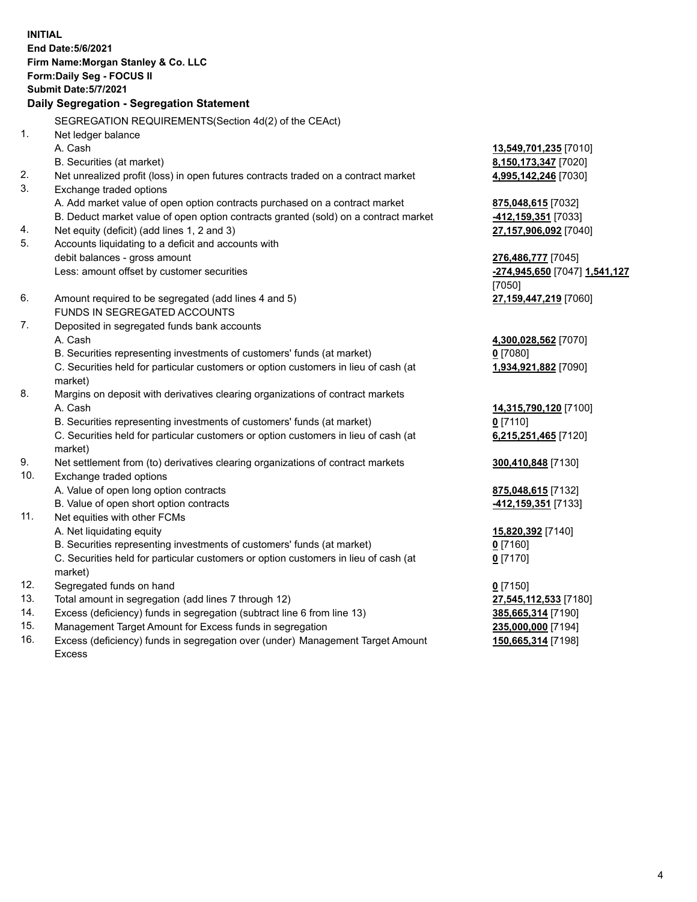**INITIAL**
**End Date:5/6/2021**
**Firm Name:Morgan Stanley & Co. LLC**
**Form:Daily Seg - FOCUS II**
**Submit Date:5/7/2021**

## Daily Segregation - Segregation Statement

SEGREGATION REQUIREMENTS(Section 4d(2) of the CEAct)

| | | |
|---|---|---|
| 1. | Net ledger balance | |
| | A. Cash | **13,549,701,235** [7010] |
| | B. Securities (at market) | **8,150,173,347** [7020] |
| 2. | Net unrealized profit (loss) in open futures contracts traded on a contract market | **4,995,142,246** [7030] |
| 3. | Exchange traded options | |
| | A. Add market value of open option contracts purchased on a contract market | **875,048,615** [7032] |
| | B. Deduct market value of open option contracts granted (sold) on a contract market | **-412,159,351** [7033] |
| 4. | Net equity (deficit) (add lines 1, 2 and 3) | **27,157,906,092** [7040] |
| 5. | Accounts liquidating to a deficit and accounts with debit balances - gross amount | **276,486,777** [7045] |
| | Less: amount offset by customer securities | **-274,945,650** [7047] **1,541,127** [7050] |
| 6. | Amount required to be segregated (add lines 4 and 5) | **27,159,447,219** [7060] |
| | FUNDS IN SEGREGATED ACCOUNTS | |
| 7. | Deposited in segregated funds bank accounts | |
| | A. Cash | **4,300,028,562** [7070] |
| | B. Securities representing investments of customers' funds (at market) | **0** [7080] |
| | C. Securities held for particular customers or option customers in lieu of cash (at market) | **1,934,921,882** [7090] |
| 8. | Margins on deposit with derivatives clearing organizations of contract markets | |
| | A. Cash | **14,315,790,120** [7100] |
| | B. Securities representing investments of customers' funds (at market) | **0** [7110] |
| | C. Securities held for particular customers or option customers in lieu of cash (at market) | **6,215,251,465** [7120] |
| 9. | Net settlement from (to) derivatives clearing organizations of contract markets | **300,410,848** [7130] |
| 10. | Exchange traded options | |
| | A. Value of open long option contracts | **875,048,615** [7132] |
| | B. Value of open short option contracts | **-412,159,351** [7133] |
| 11. | Net equities with other FCMs | |
| | A. Net liquidating equity | **15,820,392** [7140] |
| | B. Securities representing investments of customers' funds (at market) | **0** [7160] |
| | C. Securities held for particular customers or option customers in lieu of cash (at market) | **0** [7170] |
| 12. | Segregated funds on hand | **0** [7150] |
| 13. | Total amount in segregation (add lines 7 through 12) | **27,545,112,533** [7180] |
| 14. | Excess (deficiency) funds in segregation (subtract line 6 from line 13) | **385,665,314** [7190] |
| 15. | Management Target Amount for Excess funds in segregation | **235,000,000** [7194] |
| 16. | Excess (deficiency) funds in segregation over (under) Management Target Amount Excess | **150,665,314** [7198] |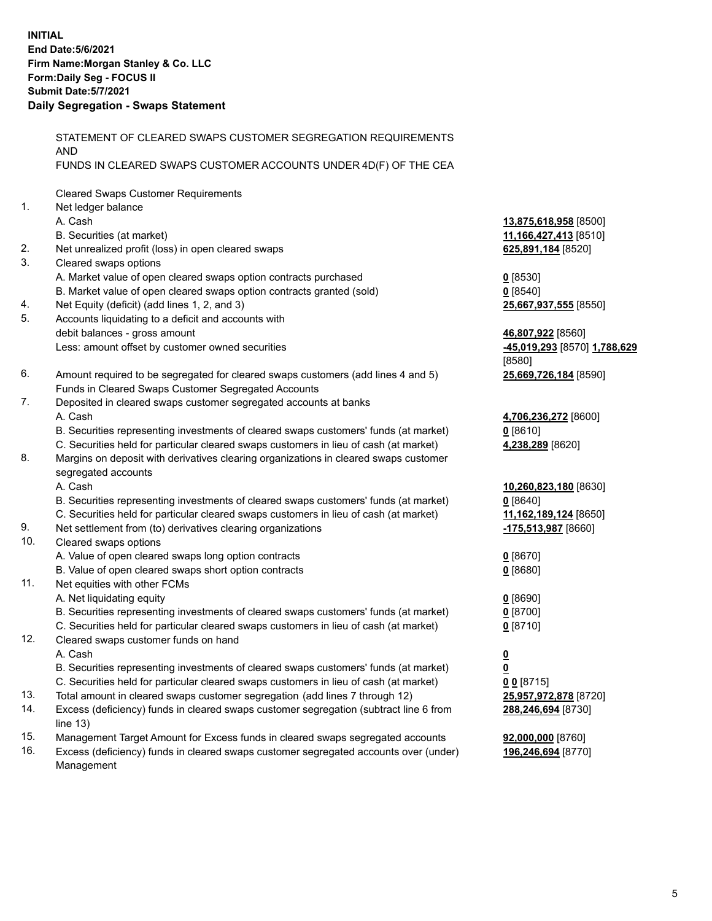**INITIAL**
**End Date:5/6/2021**
**Firm Name:Morgan Stanley & Co. LLC**
**Form:Daily Seg - FOCUS II**
**Submit Date:5/7/2021**
**Daily Segregation - Swaps Statement**

STATEMENT OF CLEARED SWAPS CUSTOMER SEGREGATION REQUIREMENTS AND
FUNDS IN CLEARED SWAPS CUSTOMER ACCOUNTS UNDER 4D(F) OF THE CEA

| | | |
|---|---|---|
| | Cleared Swaps Customer Requirements | |
| 1. | Net ledger balance | |
| | A. Cash | **13,875,618,958** [8500] |
| | B. Securities (at market) | **11,166,427,413** [8510] |
| 2. | Net unrealized profit (loss) in open cleared swaps | **625,891,184** [8520] |
| 3. | Cleared swaps options | |
| | A. Market value of open cleared swaps option contracts purchased | **0** [8530] |
| | B. Market value of open cleared swaps option contracts granted (sold) | **0** [8540] |
| 4. | Net Equity (deficit) (add lines 1, 2, and 3) | **25,667,937,555** [8550] |
| 5. | Accounts liquidating to a deficit and accounts with debit balances - gross amount | **46,807,922** [8560] |
| | Less: amount offset by customer owned securities | **-45,019,293** [8570] **1,788,629** [8580] |
| 6. | Amount required to be segregated for cleared swaps customers (add lines 4 and 5) | **25,669,726,184** [8590] |
| | Funds in Cleared Swaps Customer Segregated Accounts | |
| 7. | Deposited in cleared swaps customer segregated accounts at banks | |
| | A. Cash | **4,706,236,272** [8600] |
| | B. Securities representing investments of cleared swaps customers' funds (at market) | **0** [8610] |
| | C. Securities held for particular cleared swaps customers in lieu of cash (at market) | **4,238,289** [8620] |
| 8. | Margins on deposit with derivatives clearing organizations in cleared swaps customer segregated accounts | |
| | A. Cash | **10,260,823,180** [8630] |
| | B. Securities representing investments of cleared swaps customers' funds (at market) | **0** [8640] |
| | C. Securities held for particular cleared swaps customers in lieu of cash (at market) | **11,162,189,124** [8650] |
| 9. | Net settlement from (to) derivatives clearing organizations | **-175,513,987** [8660] |
| 10. | Cleared swaps options | |
| | A. Value of open cleared swaps long option contracts | **0** [8670] |
| | B. Value of open cleared swaps short option contracts | **0** [8680] |
| 11. | Net equities with other FCMs | |
| | A. Net liquidating equity | **0** [8690] |
| | B. Securities representing investments of cleared swaps customers' funds (at market) | **0** [8700] |
| | C. Securities held for particular cleared swaps customers in lieu of cash (at market) | **0** [8710] |
| 12. | Cleared swaps customer funds on hand | |
| | A. Cash | **0** |
| | B. Securities representing investments of cleared swaps customers' funds (at market) | **0** |
| | C. Securities held for particular cleared swaps customers in lieu of cash (at market) | **0** **0** [8715] |
| 13. | Total amount in cleared swaps customer segregation (add lines 7 through 12) | **25,957,972,878** [8720] |
| 14. | Excess (deficiency) funds in cleared swaps customer segregation (subtract line 6 from line 13) | **288,246,694** [8730] |
| 15. | Management Target Amount for Excess funds in cleared swaps segregated accounts | **92,000,000** [8760] |
| 16. | Excess (deficiency) funds in cleared swaps customer segregated accounts over (under) Management | **196,246,694** [8770] |